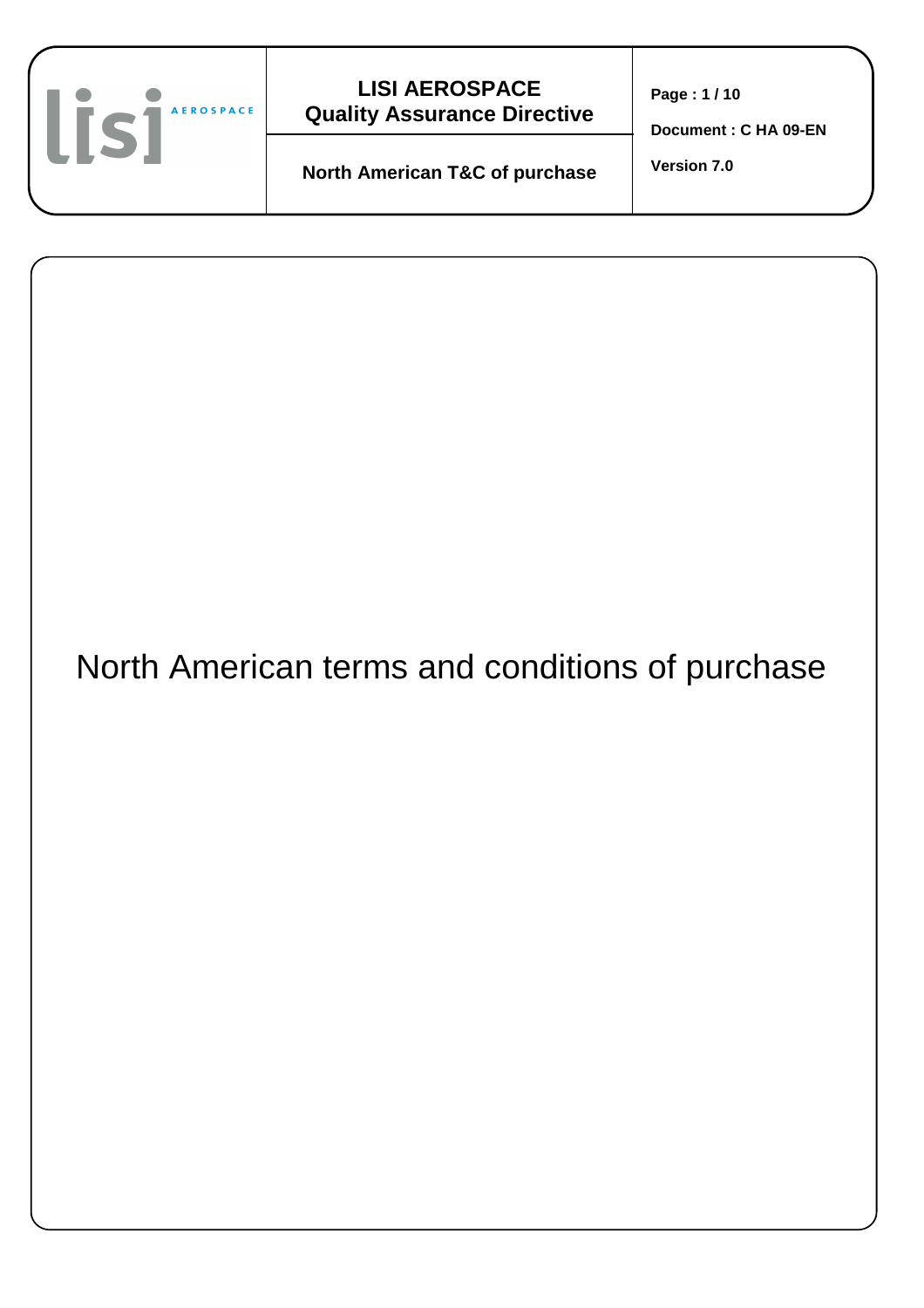# North American terms and conditions of purchase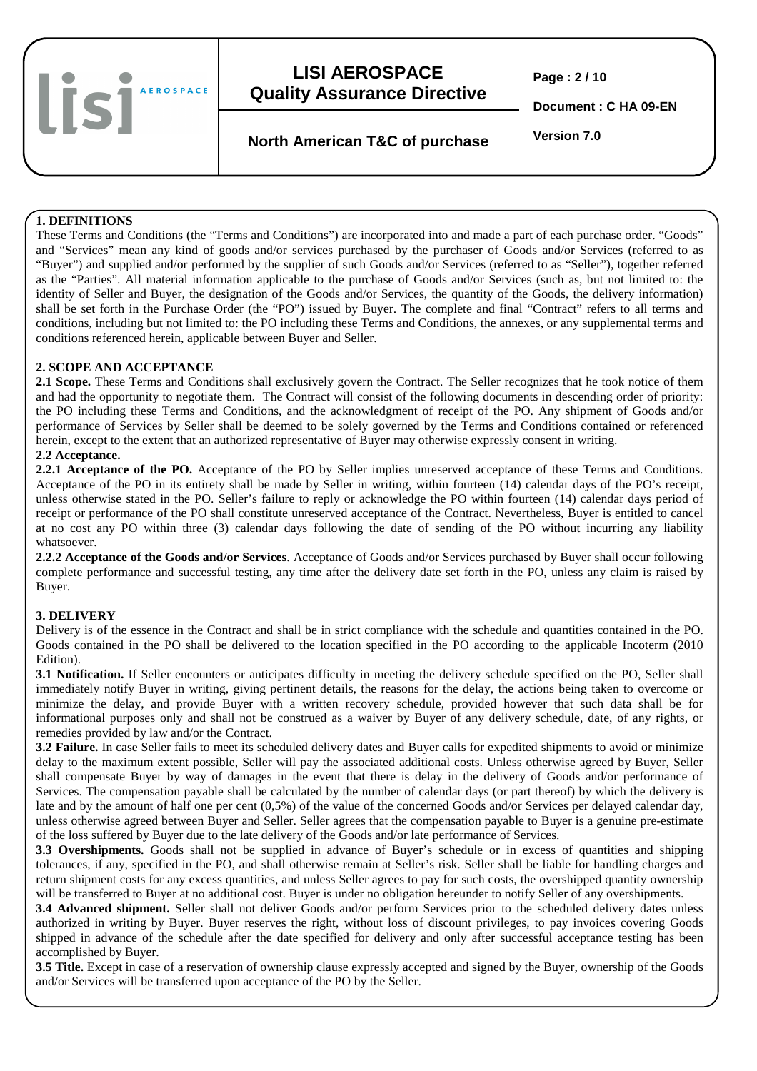## 1. DEFINITIONS

These Terms and Conditions (the "Terms and Conditions") are incorporated into and made a part of each purchase order. "Goods" and "Services" mean any kind of goods and/or services purchased by the purchaser of Goods and/or Services (referred to as "Buyer") and supplied and/or performed by the supplier of such Goods and/or Services (referred to as "Seller"), together referred as the "Parties". All material information applicable to the purchase of Goods and/or Services (such as, but not limited to: the identity of Seller and Buyer, the designation of the Goods and/or Services, the quantity of the Goods, the delivery information) shall be set forth in the Purchase Order (the "PO") issued by Buyer. The complete and final "Contract" refers to all terms and conditions, including but not limited to: the PO including these Terms and Conditions, the annexes, or any supplemental terms and conditions referenced herein, applicable between Buyer and Seller.

## 2. SCOPE AND ACCEPTANCE

**2.1 Scope.** These Terms and Conditions shall exclusively govern the Contract. The Seller recognizes that he took notice of them and had the opportunity to negotiate them. The Contract will consist of the following documents in descending order of priority: the PO including these Terms and Conditions, and the acknowledgment of receipt of the PO. Any shipment of Goods and/or performance of Services by Seller shall be deemed to be solely governed by the Terms and Conditions contained or referenced herein, except to the extent that an authorized representative of Buyer may otherwise expressly consent in writing.

**2.2 Acceptance.**

**2.2.1 Acceptance of the PO.** Acceptance of the PO by Seller implies unreserved acceptance of these Terms and Conditions. Acceptance of the PO in its entirety shall be made by Seller in writing, within fourteen (14) calendar days of the PO's receipt, unless otherwise stated in the PO. Seller's failure to reply or acknowledge the PO within fourteen (14) calendar days period of receipt or performance of the PO shall constitute unreserved acceptance of the Contract. Nevertheless, Buyer is entitled to cancel at no cost any PO within three (3) calendar days following the date of sending of the PO without incurring any liability whatsoever.

**2.2.2 Acceptance of the Goods and/or Services**. Acceptance of Goods and/or Services purchased by Buyer shall occur following complete performance and successful testing, any time after the delivery date set forth in the PO, unless any claim is raised by Buyer.

## 3. DELIVERY

Delivery is of the essence in the Contract and shall be in strict compliance with the schedule and quantities contained in the PO. Goods contained in the PO shall be delivered to the location specified in the PO according to the applicable Incoterm (2010 Edition).

**3.1 Notification.** If Seller encounters or anticipates difficulty in meeting the delivery schedule specified on the PO, Seller shall immediately notify Buyer in writing, giving pertinent details, the reasons for the delay, the actions being taken to overcome or minimize the delay, and provide Buyer with a written recovery schedule, provided however that such data shall be for informational purposes only and shall not be construed as a waiver by Buyer of any delivery schedule, date, of any rights, or remedies provided by law and/or the Contract.

**3.2 Failure.** In case Seller fails to meet its scheduled delivery dates and Buyer calls for expedited shipments to avoid or minimize delay to the maximum extent possible, Seller will pay the associated additional costs. Unless otherwise agreed by Buyer, Seller shall compensate Buyer by way of damages in the event that there is delay in the delivery of Goods and/or performance of Services. The compensation payable shall be calculated by the number of calendar days (or part thereof) by which the delivery is late and by the amount of half one per cent (0,5%) of the value of the concerned Goods and/or Services per delayed calendar day, unless otherwise agreed between Buyer and Seller. Seller agrees that the compensation payable to Buyer is a genuine pre-estimate of the loss suffered by Buyer due to the late delivery of the Goods and/or late performance of Services.

**3.3 Overshipments.** Goods shall not be supplied in advance of Buyer's schedule or in excess of quantities and shipping tolerances, if any, specified in the PO, and shall otherwise remain at Seller's risk. Seller shall be liable for handling charges and return shipment costs for any excess quantities, and unless Seller agrees to pay for such costs, the overshipped quantity ownership will be transferred to Buyer at no additional cost. Buyer is under no obligation hereunder to notify Seller of any overshipments.

**3.4 Advanced shipment.** Seller shall not deliver Goods and/or perform Services prior to the scheduled delivery dates unless authorized in writing by Buyer. Buyer reserves the right, without loss of discount privileges, to pay invoices covering Goods shipped in advance of the schedule after the date specified for delivery and only after successful acceptance testing has been accomplished by Buyer.

**3.5 Title.** Except in case of a reservation of ownership clause expressly accepted and signed by the Buyer, ownership of the Goods and/or Services will be transferred upon acceptance of the PO by the Seller.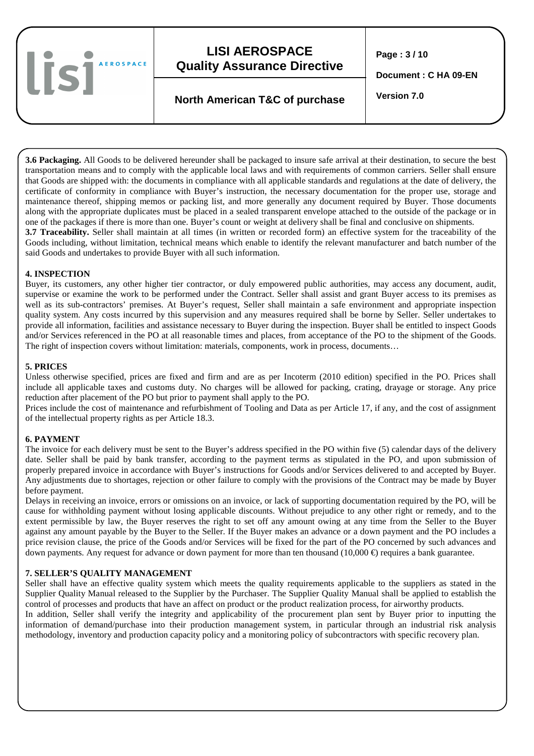**3.6 Packaging.** All Goods to be delivered hereunder shall be packaged to insure safe arrival at their destination, to secure the best transportation means and to comply with the applicable local laws and with requirements of common carriers. Seller shall ensure that Goods are shipped with: the documents in compliance with all applicable standards and regulations at the date of delivery, the certificate of conformity in compliance with Buyer's instruction, the necessary documentation for the proper use, storage and maintenance thereof, shipping memos or packing list, and more generally any document required by Buyer. Those documents along with the appropriate duplicates must be placed in a sealed transparent envelope attached to the outside of the package or in one of the packages if there is more than one. Buyer's count or weight at delivery shall be final and conclusive on shipments.

**3.7 Traceability.** Seller shall maintain at all times (in written or recorded form) an effective system for the traceability of the Goods including, without limitation, technical means which enable to identify the relevant manufacturer and batch number of the said Goods and undertakes to provide Buyer with all such information.

## 4. INSPECTION

Buyer, its customers, any other higher tier contractor, or duly empowered public authorities, may access any document, audit, supervise or examine the work to be performed under the Contract. Seller shall assist and grant Buyer access to its premises as well as its sub-contractors' premises. At Buyer's request, Seller shall maintain a safe environment and appropriate inspection quality system. Any costs incurred by this supervision and any measures required shall be borne by Seller. Seller undertakes to provide all information, facilities and assistance necessary to Buyer during the inspection. Buyer shall be entitled to inspect Goods and/or Services referenced in the PO at all reasonable times and places, from acceptance of the PO to the shipment of the Goods. The right of inspection covers without limitation: materials, components, work in process, documents…

## 5. PRICES

Unless otherwise specified, prices are fixed and firm and are as per Incoterm (2010 edition) specified in the PO. Prices shall include all applicable taxes and customs duty. No charges will be allowed for packing, crating, drayage or storage. Any price reduction after placement of the PO but prior to payment shall apply to the PO.

Prices include the cost of maintenance and refurbishment of Tooling and Data as per Article 17, if any, and the cost of assignment of the intellectual property rights as per Article 18.3.

## 6. PAYMENT

The invoice for each delivery must be sent to the Buyer's address specified in the PO within five (5) calendar days of the delivery date. Seller shall be paid by bank transfer, according to the payment terms as stipulated in the PO, and upon submission of properly prepared invoice in accordance with Buyer's instructions for Goods and/or Services delivered to and accepted by Buyer. Any adjustments due to shortages, rejection or other failure to comply with the provisions of the Contract may be made by Buyer before payment.

Delays in receiving an invoice, errors or omissions on an invoice, or lack of supporting documentation required by the PO, will be cause for withholding payment without losing applicable discounts. Without prejudice to any other right or remedy, and to the extent permissible by law, the Buyer reserves the right to set off any amount owing at any time from the Seller to the Buyer against any amount payable by the Buyer to the Seller. If the Buyer makes an advance or a down payment and the PO includes a price revision clause, the price of the Goods and/or Services will be fixed for the part of the PO concerned by such advances and down payments. Any request for advance or down payment for more than ten thousand (10,000 €) requires a bank guarantee.

## 7. SELLER'S QUALITY MANAGEMENT

Seller shall have an effective quality system which meets the quality requirements applicable to the suppliers as stated in the Supplier Quality Manual released to the Supplier by the Purchaser. The Supplier Quality Manual shall be applied to establish the control of processes and products that have an affect on product or the product realization process, for airworthy products.

In addition, Seller shall verify the integrity and applicability of the procurement plan sent by Buyer prior to inputting the information of demand/purchase into their production management system, in particular through an industrial risk analysis methodology, inventory and production capacity policy and a monitoring policy of subcontractors with specific recovery plan.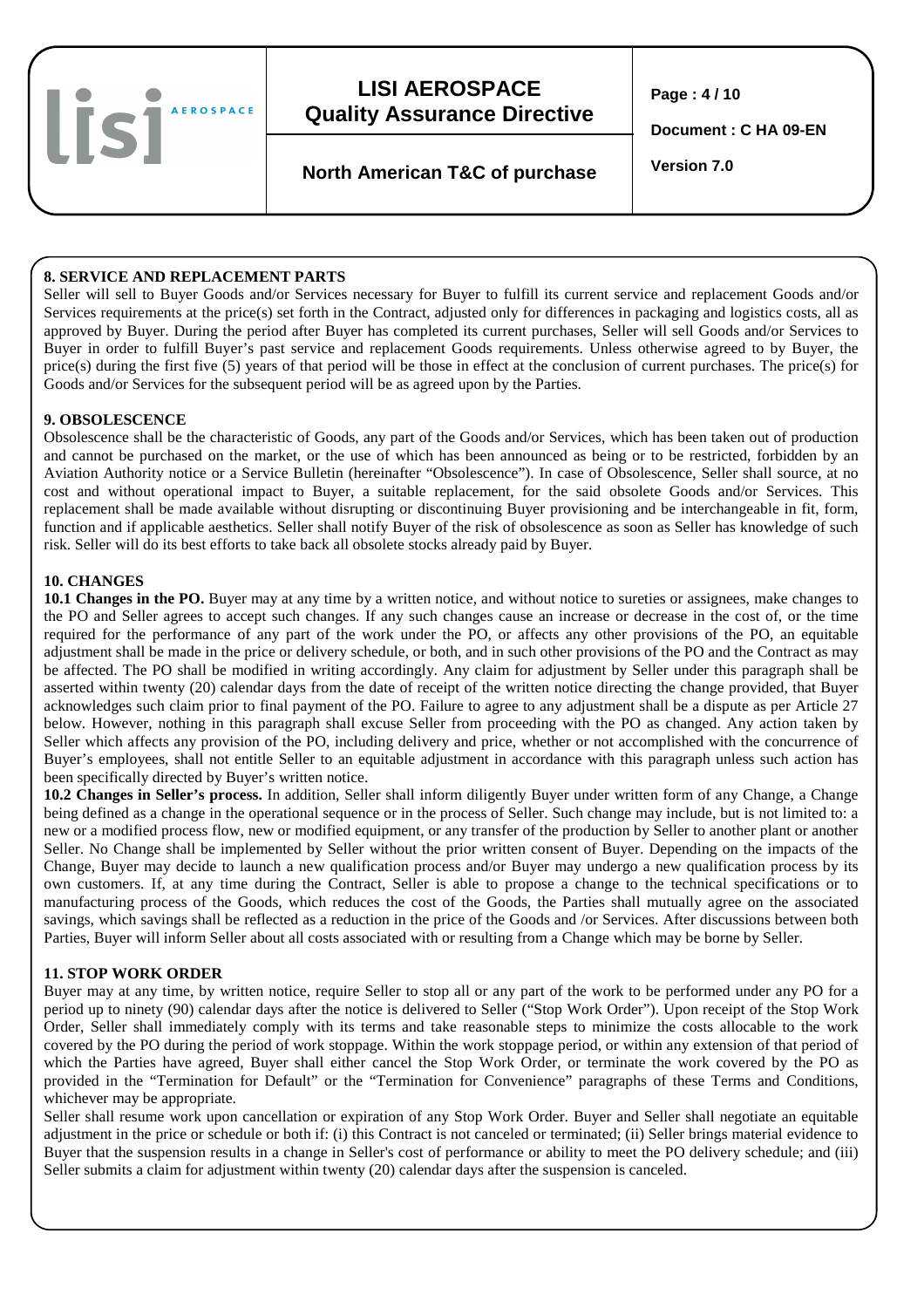## 8. SERVICE AND REPLACEMENT PARTS

Seller will sell to Buyer Goods and/or Services necessary for Buyer to fulfill its current service and replacement Goods and/or Services requirements at the price(s) set forth in the Contract, adjusted only for differences in packaging and logistics costs, all as approved by Buyer. During the period after Buyer has completed its current purchases, Seller will sell Goods and/or Services to Buyer in order to fulfill Buyer's past service and replacement Goods requirements. Unless otherwise agreed to by Buyer, the price(s) during the first five (5) years of that period will be those in effect at the conclusion of current purchases. The price(s) for Goods and/or Services for the subsequent period will be as agreed upon by the Parties.

## 9. OBSOLESCENCE

Obsolescence shall be the characteristic of Goods, any part of the Goods and/or Services, which has been taken out of production and cannot be purchased on the market, or the use of which has been announced as being or to be restricted, forbidden by an Aviation Authority notice or a Service Bulletin (hereinafter "Obsolescence"). In case of Obsolescence, Seller shall source, at no cost and without operational impact to Buyer, a suitable replacement, for the said obsolete Goods and/or Services. This replacement shall be made available without disrupting or discontinuing Buyer provisioning and be interchangeable in fit, form, function and if applicable aesthetics. Seller shall notify Buyer of the risk of obsolescence as soon as Seller has knowledge of such risk. Seller will do its best efforts to take back all obsolete stocks already paid by Buyer.

## 10. CHANGES

**10.1 Changes in the PO.** Buyer may at any time by a written notice, and without notice to sureties or assignees, make changes to the PO and Seller agrees to accept such changes. If any such changes cause an increase or decrease in the cost of, or the time required for the performance of any part of the work under the PO, or affects any other provisions of the PO, an equitable adjustment shall be made in the price or delivery schedule, or both, and in such other provisions of the PO and the Contract as may be affected. The PO shall be modified in writing accordingly. Any claim for adjustment by Seller under this paragraph shall be asserted within twenty (20) calendar days from the date of receipt of the written notice directing the change provided, that Buyer acknowledges such claim prior to final payment of the PO. Failure to agree to any adjustment shall be a dispute as per Article 27 below. However, nothing in this paragraph shall excuse Seller from proceeding with the PO as changed. Any action taken by Seller which affects any provision of the PO, including delivery and price, whether or not accomplished with the concurrence of Buyer's employees, shall not entitle Seller to an equitable adjustment in accordance with this paragraph unless such action has been specifically directed by Buyer's written notice.

**10.2 Changes in Seller's process.** In addition, Seller shall inform diligently Buyer under written form of any Change, a Change being defined as a change in the operational sequence or in the process of Seller. Such change may include, but is not limited to: a new or a modified process flow, new or modified equipment, or any transfer of the production by Seller to another plant or another Seller. No Change shall be implemented by Seller without the prior written consent of Buyer. Depending on the impacts of the Change, Buyer may decide to launch a new qualification process and/or Buyer may undergo a new qualification process by its own customers. If, at any time during the Contract, Seller is able to propose a change to the technical specifications or to manufacturing process of the Goods, which reduces the cost of the Goods, the Parties shall mutually agree on the associated savings, which savings shall be reflected as a reduction in the price of the Goods and /or Services. After discussions between both Parties, Buyer will inform Seller about all costs associated with or resulting from a Change which may be borne by Seller.

## 11. STOP WORK ORDER

Buyer may at any time, by written notice, require Seller to stop all or any part of the work to be performed under any PO for a period up to ninety (90) calendar days after the notice is delivered to Seller ("Stop Work Order"). Upon receipt of the Stop Work Order, Seller shall immediately comply with its terms and take reasonable steps to minimize the costs allocable to the work covered by the PO during the period of work stoppage. Within the work stoppage period, or within any extension of that period of which the Parties have agreed, Buyer shall either cancel the Stop Work Order, or terminate the work covered by the PO as provided in the "Termination for Default" or the "Termination for Convenience" paragraphs of these Terms and Conditions, whichever may be appropriate.

Seller shall resume work upon cancellation or expiration of any Stop Work Order. Buyer and Seller shall negotiate an equitable adjustment in the price or schedule or both if: (i) this Contract is not canceled or terminated; (ii) Seller brings material evidence to Buyer that the suspension results in a change in Seller's cost of performance or ability to meet the PO delivery schedule; and (iii) Seller submits a claim for adjustment within twenty (20) calendar days after the suspension is canceled.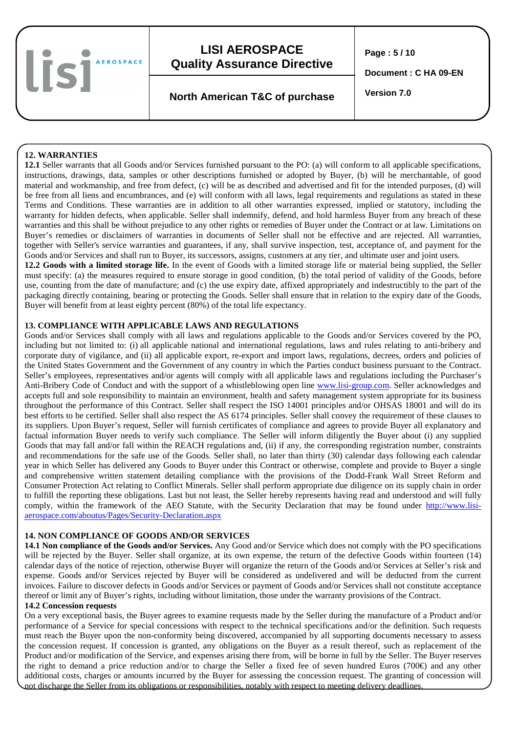## 12. WARRANTIES

**12.1** Seller warrants that all Goods and/or Services furnished pursuant to the PO: (a) will conform to all applicable specifications, instructions, drawings, data, samples or other descriptions furnished or adopted by Buyer, (b) will be merchantable, of good material and workmanship, and free from defect, (c) will be as described and advertised and fit for the intended purposes, (d) will be free from all liens and encumbrances, and (e) will conform with all laws, legal requirements and regulations as stated in these Terms and Conditions. These warranties are in addition to all other warranties expressed, implied or statutory, including the warranty for hidden defects, when applicable. Seller shall indemnify, defend, and hold harmless Buyer from any breach of these warranties and this shall be without prejudice to any other rights or remedies of Buyer under the Contract or at law. Limitations on Buyer's remedies or disclaimers of warranties in documents of Seller shall not be effective and are rejected. All warranties, together with Seller's service warranties and guarantees, if any, shall survive inspection, test, acceptance of, and payment for the Goods and/or Services and shall run to Buyer, its successors, assigns, customers at any tier, and ultimate user and joint users.

**12.2 Goods with a limited storage life.** In the event of Goods with a limited storage life or material being supplied, the Seller must specify: (a) the measures required to ensure storage in good condition, (b) the total period of validity of the Goods, before use, counting from the date of manufacture; and (c) the use expiry date, affixed appropriately and indestructibly to the part of the packaging directly containing, bearing or protecting the Goods. Seller shall ensure that in relation to the expiry date of the Goods, Buyer will benefit from at least eighty percent (80%) of the total life expectancy.

## 13. COMPLIANCE WITH APPLICABLE LAWS AND REGULATIONS

Goods and/or Services shall comply with all laws and regulations applicable to the Goods and/or Services covered by the PO, including but not limited to: (i) all applicable national and international regulations, laws and rules relating to anti-bribery and corporate duty of vigilance, and (ii) all applicable export, re-export and import laws, regulations, decrees, orders and policies of the United States Government and the Government of any country in which the Parties conduct business pursuant to the Contract. Seller's employees, representatives and/or agents will comply with all applicable laws and regulations including the Purchaser's Anti-Bribery Code of Conduct and with the support of a whistleblowing open line [www.lisi-group.com](http://www.lisi-group.com). Seller acknowledges and accepts full and sole responsibility to maintain an environment, health and safety management system appropriate for its business throughout the performance of this Contract. Seller shall respect the ISO 14001 principles and/or OHSAS 18001 and will do its best efforts to be certified. Seller shall also respect the AS 6174 principles. Seller shall convey the requirement of these clauses to its suppliers. Upon Buyer's request, Seller will furnish certificates of compliance and agrees to provide Buyer all explanatory and factual information Buyer needs to verify such compliance. The Seller will inform diligently the Buyer about (i) any supplied Goods that may fall and/or fall within the REACH regulations and, (ii) if any, the corresponding registration number, constraints and recommendations for the safe use of the Goods. Seller shall, no later than thirty (30) calendar days following each calendar year in which Seller has delivered any Goods to Buyer under this Contract or otherwise, complete and provide to Buyer a single and comprehensive written statement detailing compliance with the provisions of the Dodd-Frank Wall Street Reform and Consumer Protection Act relating to Conflict Minerals. Seller shall perform appropriate due diligence on its supply chain in order to fulfill the reporting these obligations. Last but not least, the Seller hereby represents having read and understood and will fully comply, within the framework of the AEO Statute, with the Security Declaration that may be found under [http://www.lisi-aerospace.com/aboutus/Pages/Security-Declaration.aspx](http://www.lisi-aerospace.com/aboutus/Pages/Security-Declaration.aspx)

## 14. NON COMPLIANCE OF GOODS AND/OR SERVICES

**14.1 Non compliance of the Goods and/or Services.** Any Good and/or Service which does not comply with the PO specifications will be rejected by the Buyer. Seller shall organize, at its own expense, the return of the defective Goods within fourteen (14) calendar days of the notice of rejection, otherwise Buyer will organize the return of the Goods and/or Services at Seller's risk and expense. Goods and/or Services rejected by Buyer will be considered as undelivered and will be deducted from the current invoices. Failure to discover defects in Goods and/or Services or payment of Goods and/or Services shall not constitute acceptance thereof or limit any of Buyer's rights, including without limitation, those under the warranty provisions of the Contract.

**14.2 Concession requests**

On a very exceptional basis, the Buyer agrees to examine requests made by the Seller during the manufacture of a Product and/or performance of a Service for special concessions with respect to the technical specifications and/or the definition. Such requests must reach the Buyer upon the non-conformity being discovered, accompanied by all supporting documents necessary to assess the concession request. If concession is granted, any obligations on the Buyer as a result thereof, such as replacement of the Product and/or modification of the Service, and expenses arising there from, will be borne in full by the Seller. The Buyer reserves the right to demand a price reduction and/or to charge the Seller a fixed fee of seven hundred Euros (700€) and any other additional costs, charges or amounts incurred by the Buyer for assessing the concession request. The granting of concession will not discharge the Seller from its obligations or responsibilities, notably with respect to meeting delivery deadlines.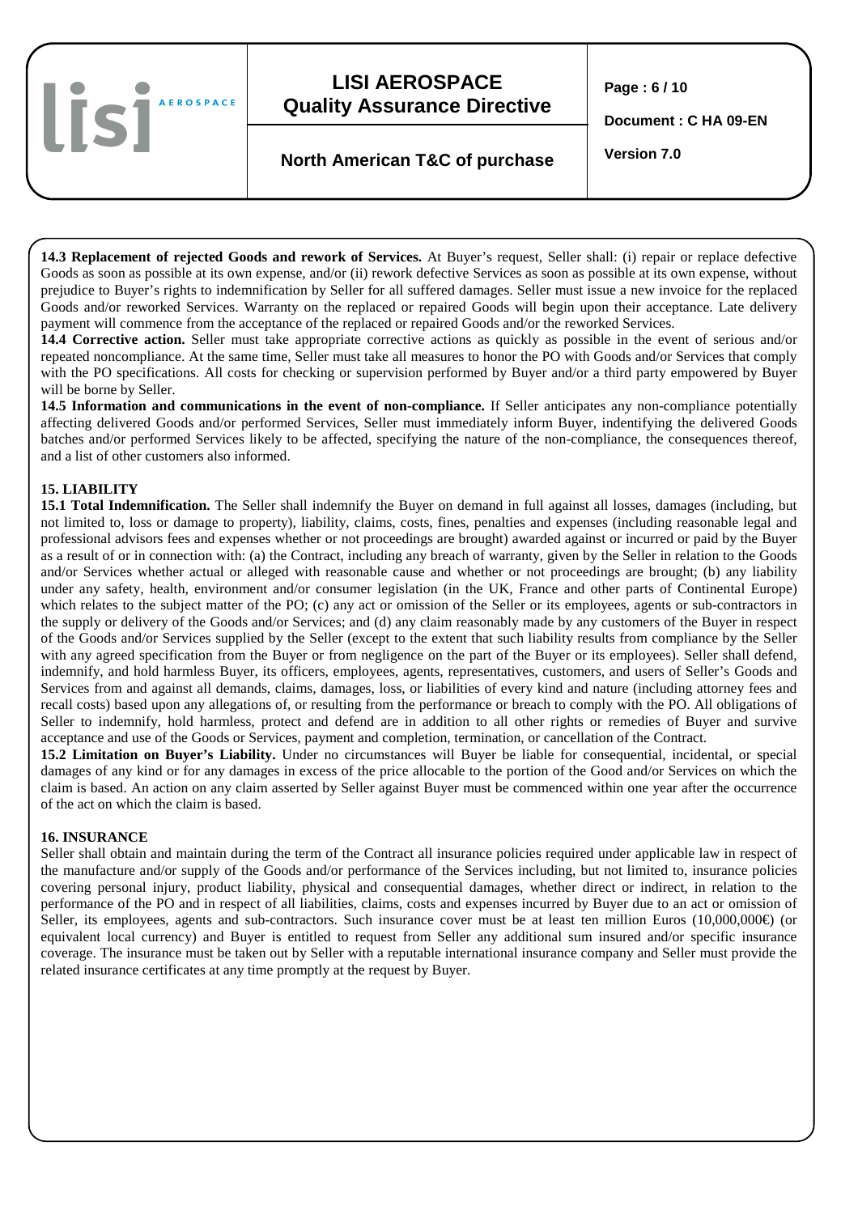**14.3 Replacement of rejected Goods and rework of Services.** At Buyer's request, Seller shall: (i) repair or replace defective Goods as soon as possible at its own expense, and/or (ii) rework defective Services as soon as possible at its own expense, without prejudice to Buyer's rights to indemnification by Seller for all suffered damages. Seller must issue a new invoice for the replaced Goods and/or reworked Services. Warranty on the replaced or repaired Goods will begin upon their acceptance. Late delivery payment will commence from the acceptance of the replaced or repaired Goods and/or the reworked Services.

**14.4 Corrective action.** Seller must take appropriate corrective actions as quickly as possible in the event of serious and/or repeated noncompliance. At the same time, Seller must take all measures to honor the PO with Goods and/or Services that comply with the PO specifications. All costs for checking or supervision performed by Buyer and/or a third party empowered by Buyer will be borne by Seller.

**14.5 Information and communications in the event of non-compliance.** If Seller anticipates any non-compliance potentially affecting delivered Goods and/or performed Services, Seller must immediately inform Buyer, indentifying the delivered Goods batches and/or performed Services likely to be affected, specifying the nature of the non-compliance, the consequences thereof, and a list of other customers also informed.

## 15. LIABILITY

**15.1 Total Indemnification.** The Seller shall indemnify the Buyer on demand in full against all losses, damages (including, but not limited to, loss or damage to property), liability, claims, costs, fines, penalties and expenses (including reasonable legal and professional advisors fees and expenses whether or not proceedings are brought) awarded against or incurred or paid by the Buyer as a result of or in connection with: (a) the Contract, including any breach of warranty, given by the Seller in relation to the Goods and/or Services whether actual or alleged with reasonable cause and whether or not proceedings are brought; (b) any liability under any safety, health, environment and/or consumer legislation (in the UK, France and other parts of Continental Europe) which relates to the subject matter of the PO; (c) any act or omission of the Seller or its employees, agents or sub-contractors in the supply or delivery of the Goods and/or Services; and (d) any claim reasonably made by any customers of the Buyer in respect of the Goods and/or Services supplied by the Seller (except to the extent that such liability results from compliance by the Seller with any agreed specification from the Buyer or from negligence on the part of the Buyer or its employees). Seller shall defend, indemnify, and hold harmless Buyer, its officers, employees, agents, representatives, customers, and users of Seller's Goods and Services from and against all demands, claims, damages, loss, or liabilities of every kind and nature (including attorney fees and recall costs) based upon any allegations of, or resulting from the performance or breach to comply with the PO. All obligations of Seller to indemnify, hold harmless, protect and defend are in addition to all other rights or remedies of Buyer and survive acceptance and use of the Goods or Services, payment and completion, termination, or cancellation of the Contract.

**15.2 Limitation on Buyer's Liability.** Under no circumstances will Buyer be liable for consequential, incidental, or special damages of any kind or for any damages in excess of the price allocable to the portion of the Good and/or Services on which the claim is based. An action on any claim asserted by Seller against Buyer must be commenced within one year after the occurrence of the act on which the claim is based.

## 16. INSURANCE

Seller shall obtain and maintain during the term of the Contract all insurance policies required under applicable law in respect of the manufacture and/or supply of the Goods and/or performance of the Services including, but not limited to, insurance policies covering personal injury, product liability, physical and consequential damages, whether direct or indirect, in relation to the performance of the PO and in respect of all liabilities, claims, costs and expenses incurred by Buyer due to an act or omission of Seller, its employees, agents and sub-contractors. Such insurance cover must be at least ten million Euros (10,000,000€) (or equivalent local currency) and Buyer is entitled to request from Seller any additional sum insured and/or specific insurance coverage. The insurance must be taken out by Seller with a reputable international insurance company and Seller must provide the related insurance certificates at any time promptly at the request by Buyer.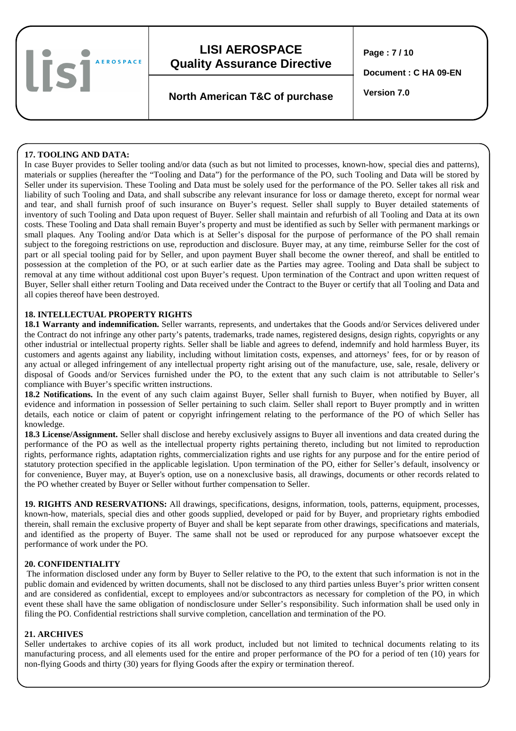**17. TOOLING AND DATA:**
In case Buyer provides to Seller tooling and/or data (such as but not limited to processes, known-how, special dies and patterns), materials or supplies (hereafter the "Tooling and Data") for the performance of the PO, such Tooling and Data will be stored by Seller under its supervision. These Tooling and Data must be solely used for the performance of the PO. Seller takes all risk and liability of such Tooling and Data, and shall subscribe any relevant insurance for loss or damage thereto, except for normal wear and tear, and shall furnish proof of such insurance on Buyer's request. Seller shall supply to Buyer detailed statements of inventory of such Tooling and Data upon request of Buyer. Seller shall maintain and refurbish of all Tooling and Data at its own costs. These Tooling and Data shall remain Buyer's property and must be identified as such by Seller with permanent markings or small plaques. Any Tooling and/or Data which is at Seller's disposal for the purpose of performance of the PO shall remain subject to the foregoing restrictions on use, reproduction and disclosure. Buyer may, at any time, reimburse Seller for the cost of part or all special tooling paid for by Seller, and upon payment Buyer shall become the owner thereof, and shall be entitled to possession at the completion of the PO, or at such earlier date as the Parties may agree. Tooling and Data shall be subject to removal at any time without additional cost upon Buyer's request. Upon termination of the Contract and upon written request of Buyer, Seller shall either return Tooling and Data received under the Contract to the Buyer or certify that all Tooling and Data and all copies thereof have been destroyed.

**18. INTELLECTUAL PROPERTY RIGHTS**

**18.1 Warranty and indemnification.** Seller warrants, represents, and undertakes that the Goods and/or Services delivered under the Contract do not infringe any other party's patents, trademarks, trade names, registered designs, design rights, copyrights or any other industrial or intellectual property rights. Seller shall be liable and agrees to defend, indemnify and hold harmless Buyer, its customers and agents against any liability, including without limitation costs, expenses, and attorneys' fees, for or by reason of any actual or alleged infringement of any intellectual property right arising out of the manufacture, use, sale, resale, delivery or disposal of Goods and/or Services furnished under the PO, to the extent that any such claim is not attributable to Seller's compliance with Buyer's specific written instructions.

**18.2 Notifications.** In the event of any such claim against Buyer, Seller shall furnish to Buyer, when notified by Buyer, all evidence and information in possession of Seller pertaining to such claim. Seller shall report to Buyer promptly and in written details, each notice or claim of patent or copyright infringement relating to the performance of the PO of which Seller has knowledge.

**18.3 License/Assignment.** Seller shall disclose and hereby exclusively assigns to Buyer all inventions and data created during the performance of the PO as well as the intellectual property rights pertaining thereto, including but not limited to reproduction rights, performance rights, adaptation rights, commercialization rights and use rights for any purpose and for the entire period of statutory protection specified in the applicable legislation. Upon termination of the PO, either for Seller's default, insolvency or for convenience, Buyer may, at Buyer's option, use on a nonexclusive basis, all drawings, documents or other records related to the PO whether created by Buyer or Seller without further compensation to Seller.

**19. RIGHTS AND RESERVATIONS:** All drawings, specifications, designs, information, tools, patterns, equipment, processes, known-how, materials, special dies and other goods supplied, developed or paid for by Buyer, and proprietary rights embodied therein, shall remain the exclusive property of Buyer and shall be kept separate from other drawings, specifications and materials, and identified as the property of Buyer. The same shall not be used or reproduced for any purpose whatsoever except the performance of work under the PO.

**20. CONFIDENTIALITY**
The information disclosed under any form by Buyer to Seller relative to the PO, to the extent that such information is not in the public domain and evidenced by written documents, shall not be disclosed to any third parties unless Buyer's prior written consent and are considered as confidential, except to employees and/or subcontractors as necessary for completion of the PO, in which event these shall have the same obligation of nondisclosure under Seller's responsibility. Such information shall be used only in filing the PO. Confidential restrictions shall survive completion, cancellation and termination of the PO.

**21. ARCHIVES**
Seller undertakes to archive copies of its all work product, included but not limited to technical documents relating to its manufacturing process, and all elements used for the entire and proper performance of the PO for a period of ten (10) years for non-flying Goods and thirty (30) years for flying Goods after the expiry or termination thereof.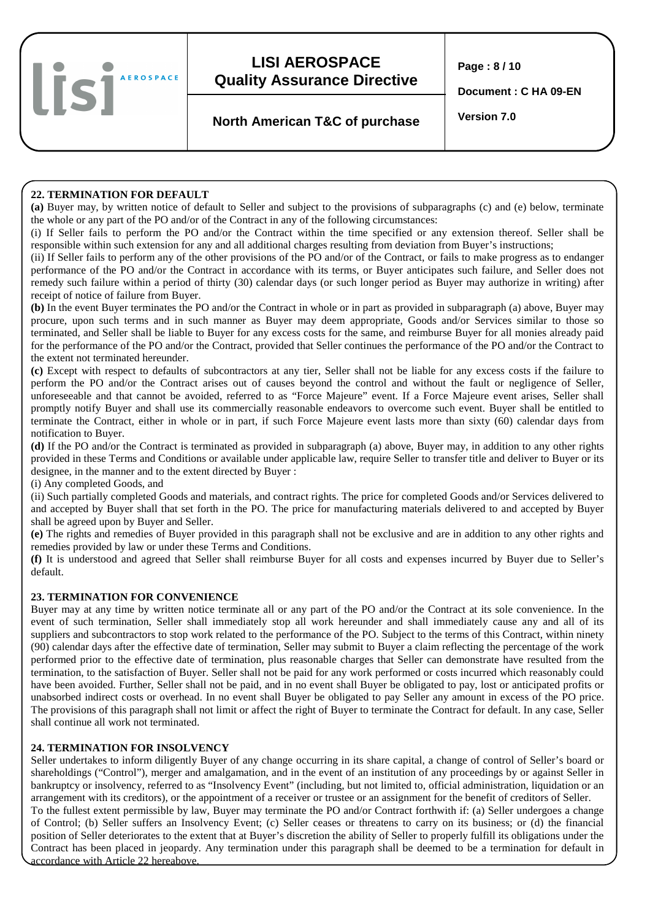### 22. TERMINATION FOR DEFAULT

**(a)** Buyer may, by written notice of default to Seller and subject to the provisions of subparagraphs (c) and (e) below, terminate the whole or any part of the PO and/or of the Contract in any of the following circumstances:

(i) If Seller fails to perform the PO and/or the Contract within the time specified or any extension thereof. Seller shall be responsible within such extension for any and all additional charges resulting from deviation from Buyer's instructions;

(ii) If Seller fails to perform any of the other provisions of the PO and/or of the Contract, or fails to make progress as to endanger performance of the PO and/or the Contract in accordance with its terms, or Buyer anticipates such failure, and Seller does not remedy such failure within a period of thirty (30) calendar days (or such longer period as Buyer may authorize in writing) after receipt of notice of failure from Buyer.

**(b)** In the event Buyer terminates the PO and/or the Contract in whole or in part as provided in subparagraph (a) above, Buyer may procure, upon such terms and in such manner as Buyer may deem appropriate, Goods and/or Services similar to those so terminated, and Seller shall be liable to Buyer for any excess costs for the same, and reimburse Buyer for all monies already paid for the performance of the PO and/or the Contract, provided that Seller continues the performance of the PO and/or the Contract to the extent not terminated hereunder.

**(c)** Except with respect to defaults of subcontractors at any tier, Seller shall not be liable for any excess costs if the failure to perform the PO and/or the Contract arises out of causes beyond the control and without the fault or negligence of Seller, unforeseeable and that cannot be avoided, referred to as "Force Majeure" event. If a Force Majeure event arises, Seller shall promptly notify Buyer and shall use its commercially reasonable endeavors to overcome such event. Buyer shall be entitled to terminate the Contract, either in whole or in part, if such Force Majeure event lasts more than sixty (60) calendar days from notification to Buyer.

**(d)** If the PO and/or the Contract is terminated as provided in subparagraph (a) above, Buyer may, in addition to any other rights provided in these Terms and Conditions or available under applicable law, require Seller to transfer title and deliver to Buyer or its designee, in the manner and to the extent directed by Buyer :

(i) Any completed Goods, and

(ii) Such partially completed Goods and materials, and contract rights. The price for completed Goods and/or Services delivered to and accepted by Buyer shall that set forth in the PO. The price for manufacturing materials delivered to and accepted by Buyer shall be agreed upon by Buyer and Seller.

**(e)** The rights and remedies of Buyer provided in this paragraph shall not be exclusive and are in addition to any other rights and remedies provided by law or under these Terms and Conditions.

**(f)** It is understood and agreed that Seller shall reimburse Buyer for all costs and expenses incurred by Buyer due to Seller's default.

### 23. TERMINATION FOR CONVENIENCE

Buyer may at any time by written notice terminate all or any part of the PO and/or the Contract at its sole convenience. In the event of such termination, Seller shall immediately stop all work hereunder and shall immediately cause any and all of its suppliers and subcontractors to stop work related to the performance of the PO. Subject to the terms of this Contract, within ninety (90) calendar days after the effective date of termination, Seller may submit to Buyer a claim reflecting the percentage of the work performed prior to the effective date of termination, plus reasonable charges that Seller can demonstrate have resulted from the termination, to the satisfaction of Buyer. Seller shall not be paid for any work performed or costs incurred which reasonably could have been avoided. Further, Seller shall not be paid, and in no event shall Buyer be obligated to pay, lost or anticipated profits or unabsorbed indirect costs or overhead. In no event shall Buyer be obligated to pay Seller any amount in excess of the PO price. The provisions of this paragraph shall not limit or affect the right of Buyer to terminate the Contract for default. In any case, Seller shall continue all work not terminated.

### 24. TERMINATION FOR INSOLVENCY

Seller undertakes to inform diligently Buyer of any change occurring in its share capital, a change of control of Seller's board or shareholdings ("Control"), merger and amalgamation, and in the event of an institution of any proceedings by or against Seller in bankruptcy or insolvency, referred to as "Insolvency Event" (including, but not limited to, official administration, liquidation or an arrangement with its creditors), or the appointment of a receiver or trustee or an assignment for the benefit of creditors of Seller.

To the fullest extent permissible by law, Buyer may terminate the PO and/or Contract forthwith if: (a) Seller undergoes a change of Control; (b) Seller suffers an Insolvency Event; (c) Seller ceases or threatens to carry on its business; or (d) the financial position of Seller deteriorates to the extent that at Buyer's discretion the ability of Seller to properly fulfill its obligations under the Contract has been placed in jeopardy. Any termination under this paragraph shall be deemed to be a termination for default in accordance with Article 22 hereabove.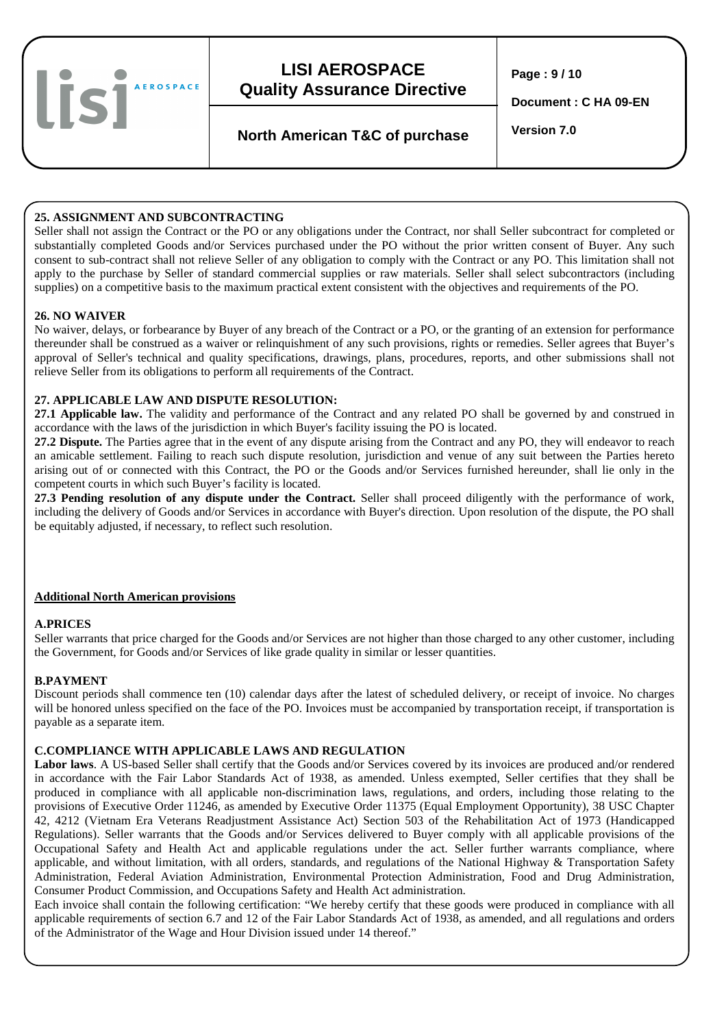## 25. ASSIGNMENT AND SUBCONTRACTING

Seller shall not assign the Contract or the PO or any obligations under the Contract, nor shall Seller subcontract for completed or substantially completed Goods and/or Services purchased under the PO without the prior written consent of Buyer. Any such consent to sub-contract shall not relieve Seller of any obligation to comply with the Contract or any PO. This limitation shall not apply to the purchase by Seller of standard commercial supplies or raw materials. Seller shall select subcontractors (including supplies) on a competitive basis to the maximum practical extent consistent with the objectives and requirements of the PO.

## 26. NO WAIVER

No waiver, delays, or forbearance by Buyer of any breach of the Contract or a PO, or the granting of an extension for performance thereunder shall be construed as a waiver or relinquishment of any such provisions, rights or remedies. Seller agrees that Buyer's approval of Seller's technical and quality specifications, drawings, plans, procedures, reports, and other submissions shall not relieve Seller from its obligations to perform all requirements of the Contract.

## 27. APPLICABLE LAW AND DISPUTE RESOLUTION:

**27.1 Applicable law.** The validity and performance of the Contract and any related PO shall be governed by and construed in accordance with the laws of the jurisdiction in which Buyer's facility issuing the PO is located.

**27.2 Dispute.** The Parties agree that in the event of any dispute arising from the Contract and any PO, they will endeavor to reach an amicable settlement. Failing to reach such dispute resolution, jurisdiction and venue of any suit between the Parties hereto arising out of or connected with this Contract, the PO or the Goods and/or Services furnished hereunder, shall lie only in the competent courts in which such Buyer's facility is located.

**27.3 Pending resolution of any dispute under the Contract.** Seller shall proceed diligently with the performance of work, including the delivery of Goods and/or Services in accordance with Buyer's direction. Upon resolution of the dispute, the PO shall be equitably adjusted, if necessary, to reflect such resolution.

## Additional North American provisions

### A.PRICES

Seller warrants that price charged for the Goods and/or Services are not higher than those charged to any other customer, including the Government, for Goods and/or Services of like grade quality in similar or lesser quantities.

### B.PAYMENT

Discount periods shall commence ten (10) calendar days after the latest of scheduled delivery, or receipt of invoice. No charges will be honored unless specified on the face of the PO. Invoices must be accompanied by transportation receipt, if transportation is payable as a separate item.

### C.COMPLIANCE WITH APPLICABLE LAWS AND REGULATION

**Labor laws**. A US-based Seller shall certify that the Goods and/or Services covered by its invoices are produced and/or rendered in accordance with the Fair Labor Standards Act of 1938, as amended. Unless exempted, Seller certifies that they shall be produced in compliance with all applicable non-discrimination laws, regulations, and orders, including those relating to the provisions of Executive Order 11246, as amended by Executive Order 11375 (Equal Employment Opportunity), 38 USC Chapter 42, 4212 (Vietnam Era Veterans Readjustment Assistance Act) Section 503 of the Rehabilitation Act of 1973 (Handicapped Regulations). Seller warrants that the Goods and/or Services delivered to Buyer comply with all applicable provisions of the Occupational Safety and Health Act and applicable regulations under the act. Seller further warrants compliance, where applicable, and without limitation, with all orders, standards, and regulations of the National Highway & Transportation Safety Administration, Federal Aviation Administration, Environmental Protection Administration, Food and Drug Administration, Consumer Product Commission, and Occupations Safety and Health Act administration.

Each invoice shall contain the following certification: "We hereby certify that these goods were produced in compliance with all applicable requirements of section 6.7 and 12 of the Fair Labor Standards Act of 1938, as amended, and all regulations and orders of the Administrator of the Wage and Hour Division issued under 14 thereof."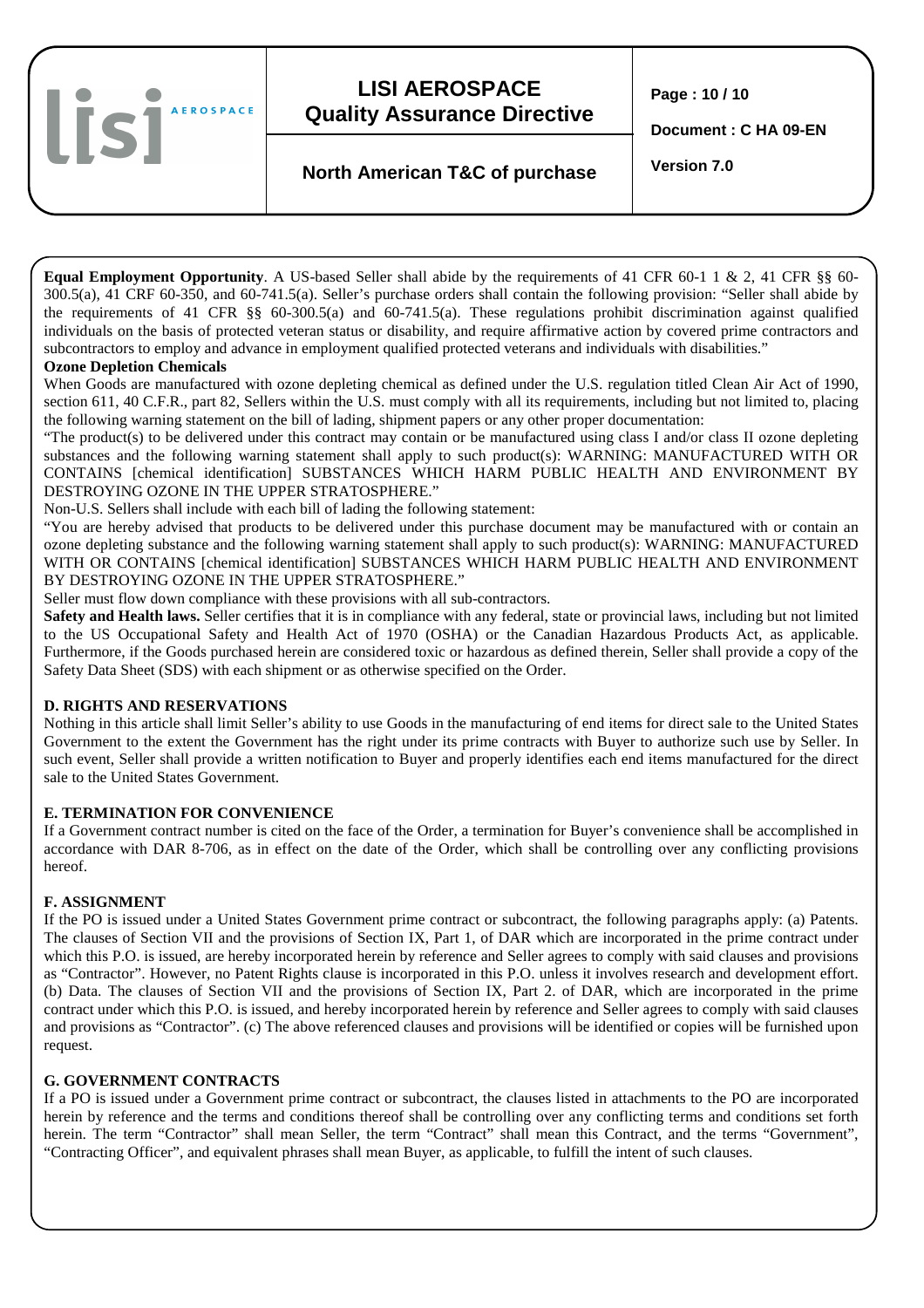**Equal Employment Opportunity**. A US-based Seller shall abide by the requirements of 41 CFR 60-1 1 & 2, 41 CFR §§ 60-300.5(a), 41 CRF 60-350, and 60-741.5(a). Seller's purchase orders shall contain the following provision: "Seller shall abide by the requirements of 41 CFR §§ 60-300.5(a) and 60-741.5(a). These regulations prohibit discrimination against qualified individuals on the basis of protected veteran status or disability, and require affirmative action by covered prime contractors and subcontractors to employ and advance in employment qualified protected veterans and individuals with disabilities."

**Ozone Depletion Chemicals**

When Goods are manufactured with ozone depleting chemical as defined under the U.S. regulation titled Clean Air Act of 1990, section 611, 40 C.F.R., part 82, Sellers within the U.S. must comply with all its requirements, including but not limited to, placing the following warning statement on the bill of lading, shipment papers or any other proper documentation:

"The product(s) to be delivered under this contract may contain or be manufactured using class I and/or class II ozone depleting substances and the following warning statement shall apply to such product(s): WARNING: MANUFACTURED WITH OR CONTAINS [chemical identification] SUBSTANCES WHICH HARM PUBLIC HEALTH AND ENVIRONMENT BY DESTROYING OZONE IN THE UPPER STRATOSPHERE."

Non-U.S. Sellers shall include with each bill of lading the following statement:

"You are hereby advised that products to be delivered under this purchase document may be manufactured with or contain an ozone depleting substance and the following warning statement shall apply to such product(s): WARNING: MANUFACTURED WITH OR CONTAINS [chemical identification] SUBSTANCES WHICH HARM PUBLIC HEALTH AND ENVIRONMENT BY DESTROYING OZONE IN THE UPPER STRATOSPHERE."

Seller must flow down compliance with these provisions with all sub-contractors.

**Safety and Health laws.** Seller certifies that it is in compliance with any federal, state or provincial laws, including but not limited to the US Occupational Safety and Health Act of 1970 (OSHA) or the Canadian Hazardous Products Act, as applicable. Furthermore, if the Goods purchased herein are considered toxic or hazardous as defined therein, Seller shall provide a copy of the Safety Data Sheet (SDS) with each shipment or as otherwise specified on the Order.

## D. RIGHTS AND RESERVATIONS

Nothing in this article shall limit Seller's ability to use Goods in the manufacturing of end items for direct sale to the United States Government to the extent the Government has the right under its prime contracts with Buyer to authorize such use by Seller. In such event, Seller shall provide a written notification to Buyer and properly identifies each end items manufactured for the direct sale to the United States Government.

## E. TERMINATION FOR CONVENIENCE

If a Government contract number is cited on the face of the Order, a termination for Buyer's convenience shall be accomplished in accordance with DAR 8-706, as in effect on the date of the Order, which shall be controlling over any conflicting provisions hereof.

## F. ASSIGNMENT

If the PO is issued under a United States Government prime contract or subcontract, the following paragraphs apply: (a) Patents. The clauses of Section VII and the provisions of Section IX, Part 1, of DAR which are incorporated in the prime contract under which this P.O. is issued, are hereby incorporated herein by reference and Seller agrees to comply with said clauses and provisions as "Contractor". However, no Patent Rights clause is incorporated in this P.O. unless it involves research and development effort. (b) Data. The clauses of Section VII and the provisions of Section IX, Part 2. of DAR, which are incorporated in the prime contract under which this P.O. is issued, and hereby incorporated herein by reference and Seller agrees to comply with said clauses and provisions as "Contractor". (c) The above referenced clauses and provisions will be identified or copies will be furnished upon request.

## G. GOVERNMENT CONTRACTS

If a PO is issued under a Government prime contract or subcontract, the clauses listed in attachments to the PO are incorporated herein by reference and the terms and conditions thereof shall be controlling over any conflicting terms and conditions set forth herein. The term "Contractor" shall mean Seller, the term "Contract" shall mean this Contract, and the terms "Government", "Contracting Officer", and equivalent phrases shall mean Buyer, as applicable, to fulfill the intent of such clauses.